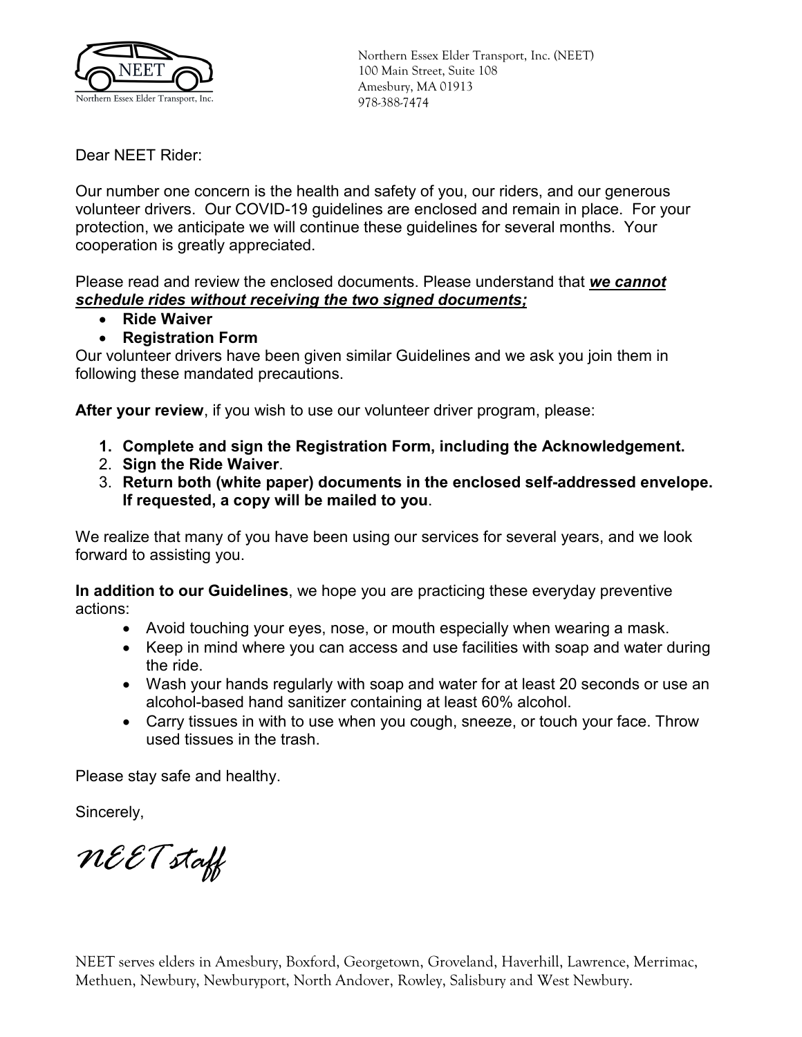NEET
Northern Essex Elder Transport, Inc.

Northern Essex Elder Transport, Inc. (NEET)
100 Main Street, Suite 108
Amesbury, MA 01913
978-388-7474

Dear NEET Rider:

Our number one concern is the health and safety of you, our riders, and our generous volunteer drivers. Our COVID-19 guidelines are enclosed and remain in place. For your protection, we anticipate we will continue these guidelines for several months. Your cooperation is greatly appreciated.

Please read and review the enclosed documents. Please understand that ***we cannot schedule rides without receiving the two signed documents;***

- **Ride Waiver**
- **Registration Form**

Our volunteer drivers have been given similar Guidelines and we ask you join them in following these mandated precautions.

**After your review**, if you wish to use our volunteer driver program, please:

1. **Complete and sign the Registration Form, including the Acknowledgement.**
2. **Sign the Ride Waiver**.
3. **Return both (white paper) documents in the enclosed self-addressed envelope. If requested, a copy will be mailed to you**.

We realize that many of you have been using our services for several years, and we look forward to assisting you.

**In addition to our Guidelines**, we hope you are practicing these everyday preventive actions:

- Avoid touching your eyes, nose, or mouth especially when wearing a mask.
- Keep in mind where you can access and use facilities with soap and water during the ride.
- Wash your hands regularly with soap and water for at least 20 seconds or use an alcohol-based hand sanitizer containing at least 60% alcohol.
- Carry tissues in with to use when you cough, sneeze, or touch your face. Throw used tissues in the trash.

Please stay safe and healthy.

Sincerely,

*NEET staff*

NEET serves elders in Amesbury, Boxford, Georgetown, Groveland, Haverhill, Lawrence, Merrimac, Methuen, Newbury, Newburyport, North Andover, Rowley, Salisbury and West Newbury.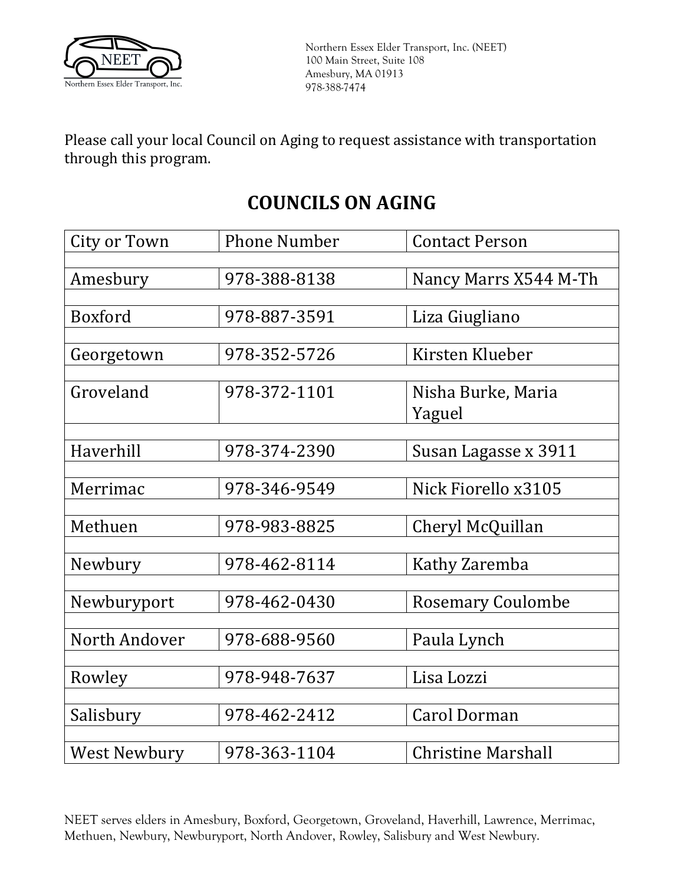Northern Essex Elder Transport, Inc. (NEET)
100 Main Street, Suite 108
Amesbury, MA 01913
978-388-7474

Please call your local Council on Aging to request assistance with transportation through this program.

## COUNCILS ON AGING

| City or Town | Phone Number | Contact Person |
|---|---|---|
| Amesbury | 978-388-8138 | Nancy Marrs X544 M-Th |
| Boxford | 978-887-3591 | Liza Giugliano |
| Georgetown | 978-352-5726 | Kirsten Klueber |
| Groveland | 978-372-1101 | Nisha Burke, Maria Yaguel |
| Haverhill | 978-374-2390 | Susan Lagasse x 3911 |
| Merrimac | 978-346-9549 | Nick Fiorello x3105 |
| Methuen | 978-983-8825 | Cheryl McQuillan |
| Newbury | 978-462-8114 | Kathy Zaremba |
| Newburyport | 978-462-0430 | Rosemary Coulombe |
| North Andover | 978-688-9560 | Paula Lynch |
| Rowley | 978-948-7637 | Lisa Lozzi |
| Salisbury | 978-462-2412 | Carol Dorman |
| West Newbury | 978-363-1104 | Christine Marshall |

NEET serves elders in Amesbury, Boxford, Georgetown, Groveland, Haverhill, Lawrence, Merrimac, Methuen, Newbury, Newburyport, North Andover, Rowley, Salisbury and West Newbury.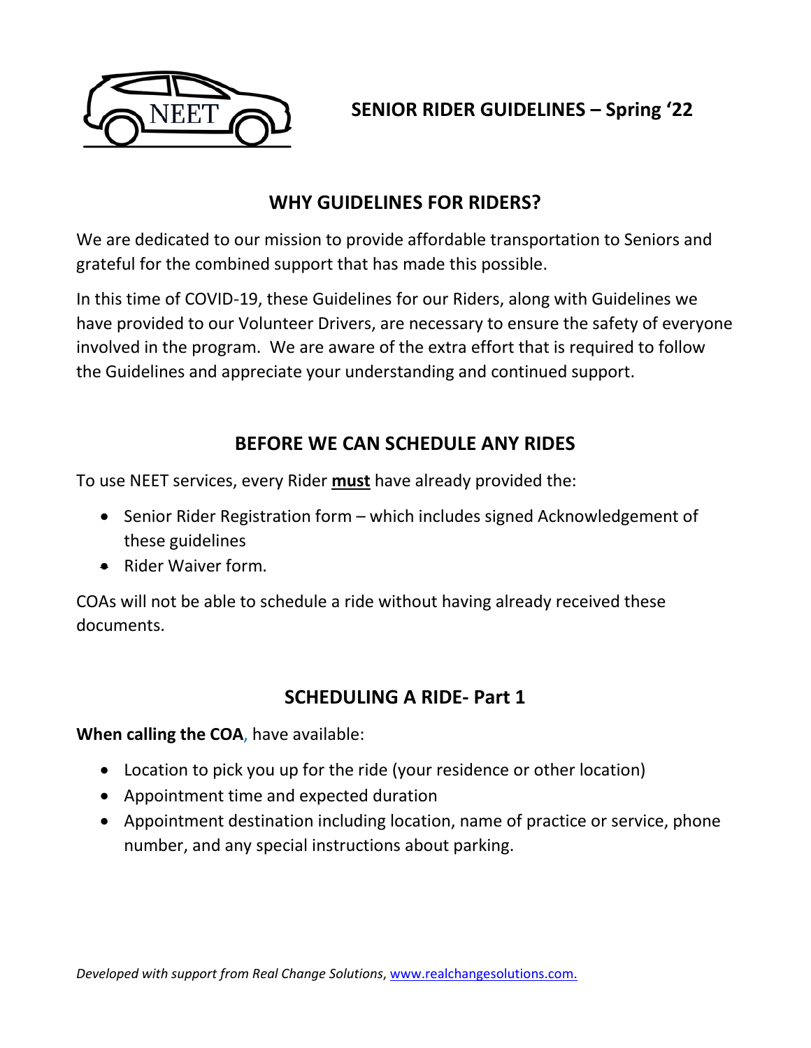# SENIOR RIDER GUIDELINES – Spring '22

## WHY GUIDELINES FOR RIDERS?

We are dedicated to our mission to provide affordable transportation to Seniors and grateful for the combined support that has made this possible.

In this time of COVID-19, these Guidelines for our Riders, along with Guidelines we have provided to our Volunteer Drivers, are necessary to ensure the safety of everyone involved in the program. We are aware of the extra effort that is required to follow the Guidelines and appreciate your understanding and continued support.

## BEFORE WE CAN SCHEDULE ANY RIDES

To use NEET services, every Rider **must** have already provided the:

- Senior Rider Registration form – which includes signed Acknowledgement of these guidelines
- Rider Waiver form.

COAs will not be able to schedule a ride without having already received these documents.

## SCHEDULING A RIDE- Part 1

**When calling the COA**, have available:

- Location to pick you up for the ride (your residence or other location)
- Appointment time and expected duration
- Appointment destination including location, name of practice or service, phone number, and any special instructions about parking.

*Developed with support from Real Change Solutions*, www.realchangesolutions.com.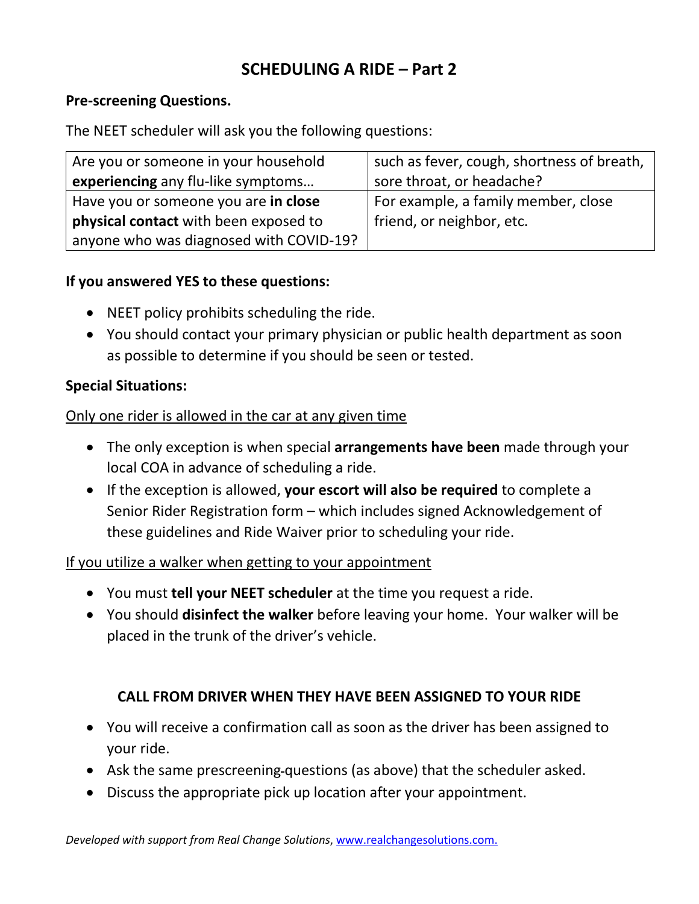# SCHEDULING A RIDE – Part 2

**Pre-screening Questions.**

The NEET scheduler will ask you the following questions:

| | |
|---|---|
| Are you or someone in your household **experiencing** any flu-like symptoms… | such as fever, cough, shortness of breath, sore throat, or headache? |
| Have you or someone you are **in close physical contact** with been exposed to anyone who was diagnosed with COVID-19? | For example, a family member, close friend, or neighbor, etc. |

**If you answered YES to these questions:**

- NEET policy prohibits scheduling the ride.
- You should contact your primary physician or public health department as soon as possible to determine if you should be seen or tested.

**Special Situations:**

<u>Only one rider is allowed in the car at any given time</u>

- The only exception is when special **arrangements have been** made through your local COA in advance of scheduling a ride.
- If the exception is allowed, **your escort will also be required** to complete a Senior Rider Registration form – which includes signed Acknowledgement of these guidelines and Ride Waiver prior to scheduling your ride.

<u>If you utilize a walker when getting to your appointment</u>

- You must **tell your NEET scheduler** at the time you request a ride.
- You should **disinfect the walker** before leaving your home. Your walker will be placed in the trunk of the driver's vehicle.

## CALL FROM DRIVER WHEN THEY HAVE BEEN ASSIGNED TO YOUR RIDE

- You will receive a confirmation call as soon as the driver has been assigned to your ride.
- Ask the same prescreening questions (as above) that the scheduler asked.
- Discuss the appropriate pick up location after your appointment.

*Developed with support from Real Change Solutions,* www.realchangesolutions.com.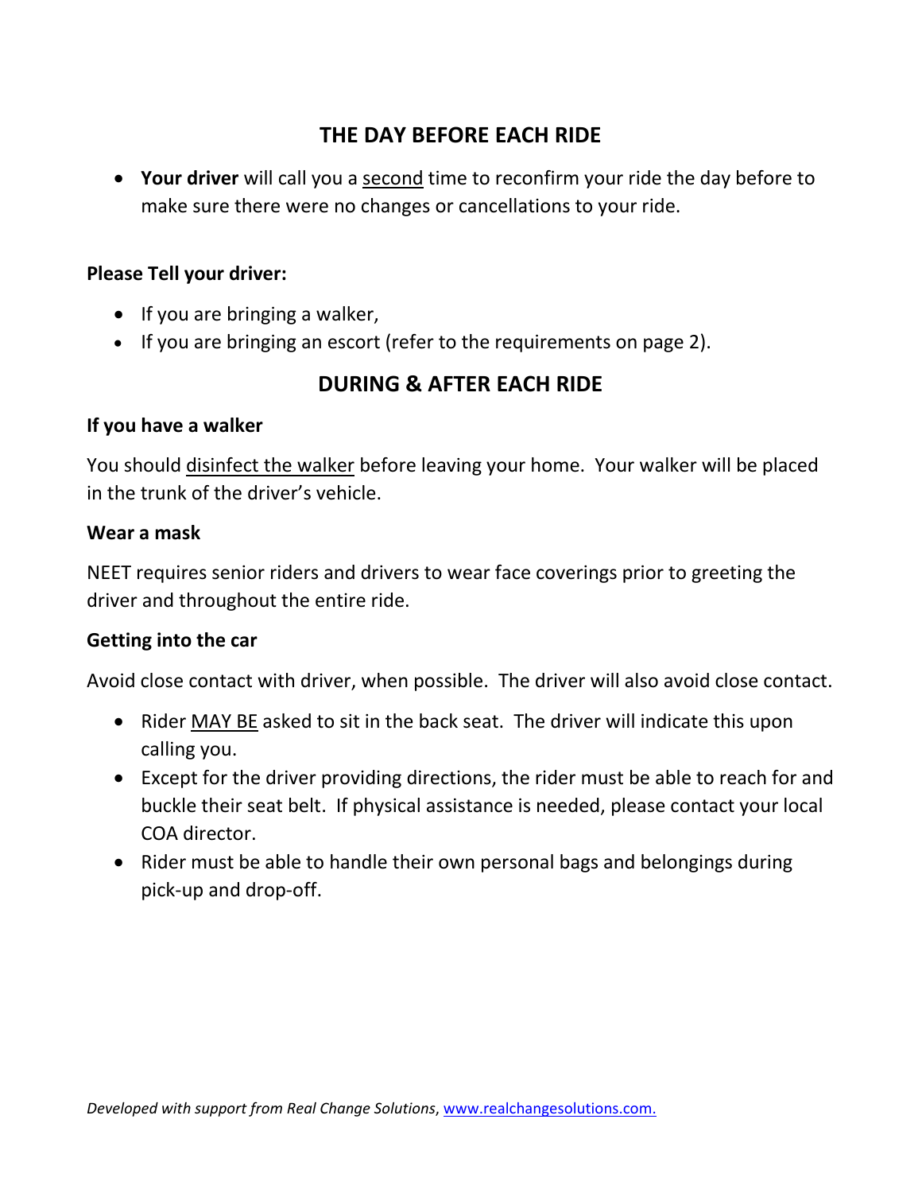## THE DAY BEFORE EACH RIDE

- **Your driver** will call you a second time to reconfirm your ride the day before to make sure there were no changes or cancellations to your ride.

**Please Tell your driver:**

- If you are bringing a walker,
- If you are bringing an escort (refer to the requirements on page 2).

## DURING & AFTER EACH RIDE

**If you have a walker**

You should disinfect the walker before leaving your home. Your walker will be placed in the trunk of the driver's vehicle.

**Wear a mask**

NEET requires senior riders and drivers to wear face coverings prior to greeting the driver and throughout the entire ride.

**Getting into the car**

Avoid close contact with driver, when possible. The driver will also avoid close contact.

- Rider MAY BE asked to sit in the back seat. The driver will indicate this upon calling you.
- Except for the driver providing directions, the rider must be able to reach for and buckle their seat belt. If physical assistance is needed, please contact your local COA director.
- Rider must be able to handle their own personal bags and belongings during pick-up and drop-off.

*Developed with support from Real Change Solutions,* www.realchangesolutions.com.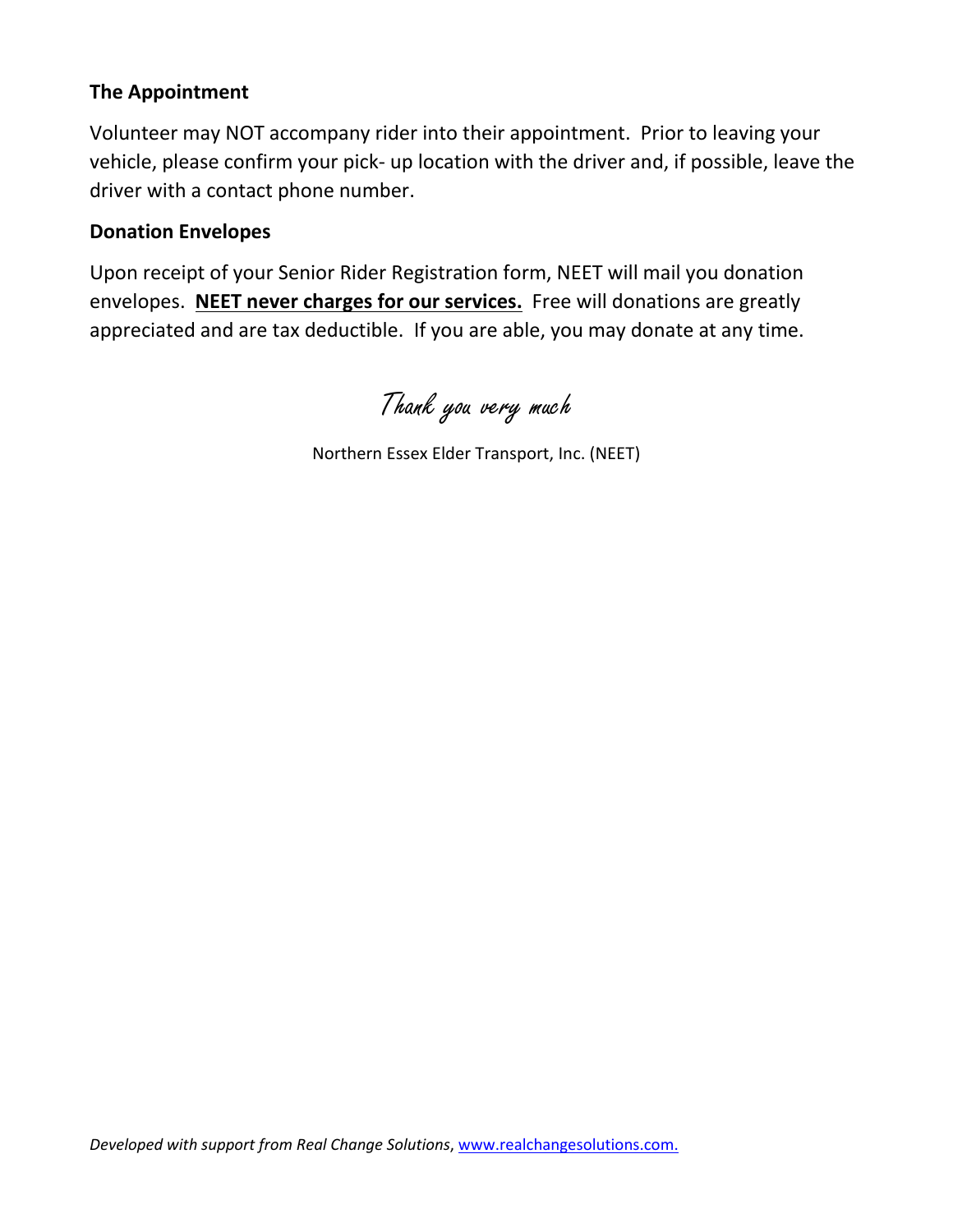### The Appointment

Volunteer may NOT accompany rider into their appointment. Prior to leaving your vehicle, please confirm your pick- up location with the driver and, if possible, leave the driver with a contact phone number.

### Donation Envelopes

Upon receipt of your Senior Rider Registration form, NEET will mail you donation envelopes. **<u>NEET never charges for our services.</u>** Free will donations are greatly appreciated and are tax deductible. If you are able, you may donate at any time.

*Thank you very much*

Northern Essex Elder Transport, Inc. (NEET)

*Developed with support from Real Change Solutions*, [www.realchangesolutions.com.](http://www.realchangesolutions.com)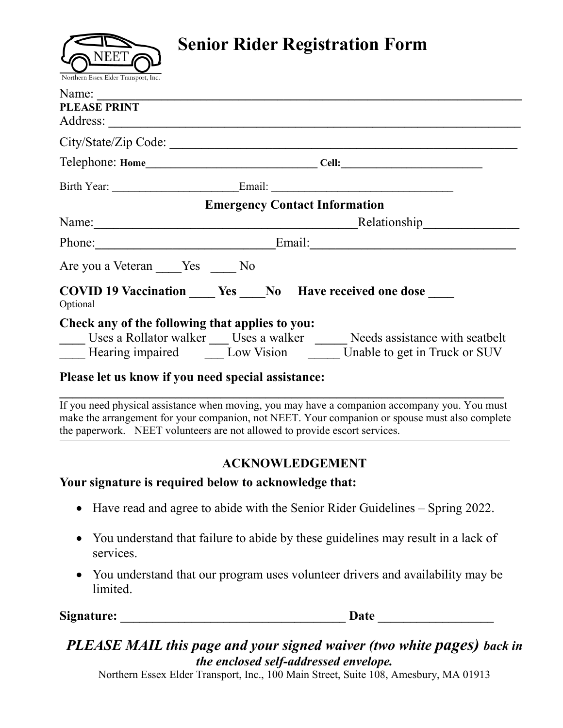NEET

Northern Essex Elder Transport, Inc.

# Senior Rider Registration Form

Name: ______________________________________________

**PLEASE PRINT**

Address: ______________________________________________

City/State/Zip Code: ______________________________________________

Telephone: **Home**______________________________ **Cell:**__________________________

Birth Year: ______________________Email: ________________________________

**Emergency Contact Information**

Name:______________________________________________Relationship________________

Phone:______________________________Email:__________________________________

Are you a Veteran ____Yes ____ No

**COVID 19 Vaccination ____ Yes ____No Have received one dose ____**

Optional

**Check any of the following that applies to you:**

____ Uses a Rollator walker ___ Uses a walker _____ Needs assistance with seatbelt

____ Hearing impaired ___ Low Vision _____ Unable to get in Truck or SUV

**Please let us know if you need special assistance:**

______________________________________________________________________________

If you need physical assistance when moving, you may have a companion accompany you. You must make the arrangement for your companion, not NEET. Your companion or spouse must also complete the paperwork. NEET volunteers are not allowed to provide escort services.

## ACKNOWLEDGEMENT

**Your signature is required below to acknowledge that:**

- Have read and agree to abide with the Senior Rider Guidelines – Spring 2022.
- You understand that failure to abide by these guidelines may result in a lack of services.
- You understand that our program uses volunteer drivers and availability may be limited.

**Signature: ____________________________________ Date __________________**

***PLEASE MAIL this page and your signed waiver (two white pages) back in the enclosed self-addressed envelope.***

Northern Essex Elder Transport, Inc., 100 Main Street, Suite 108, Amesbury, MA 01913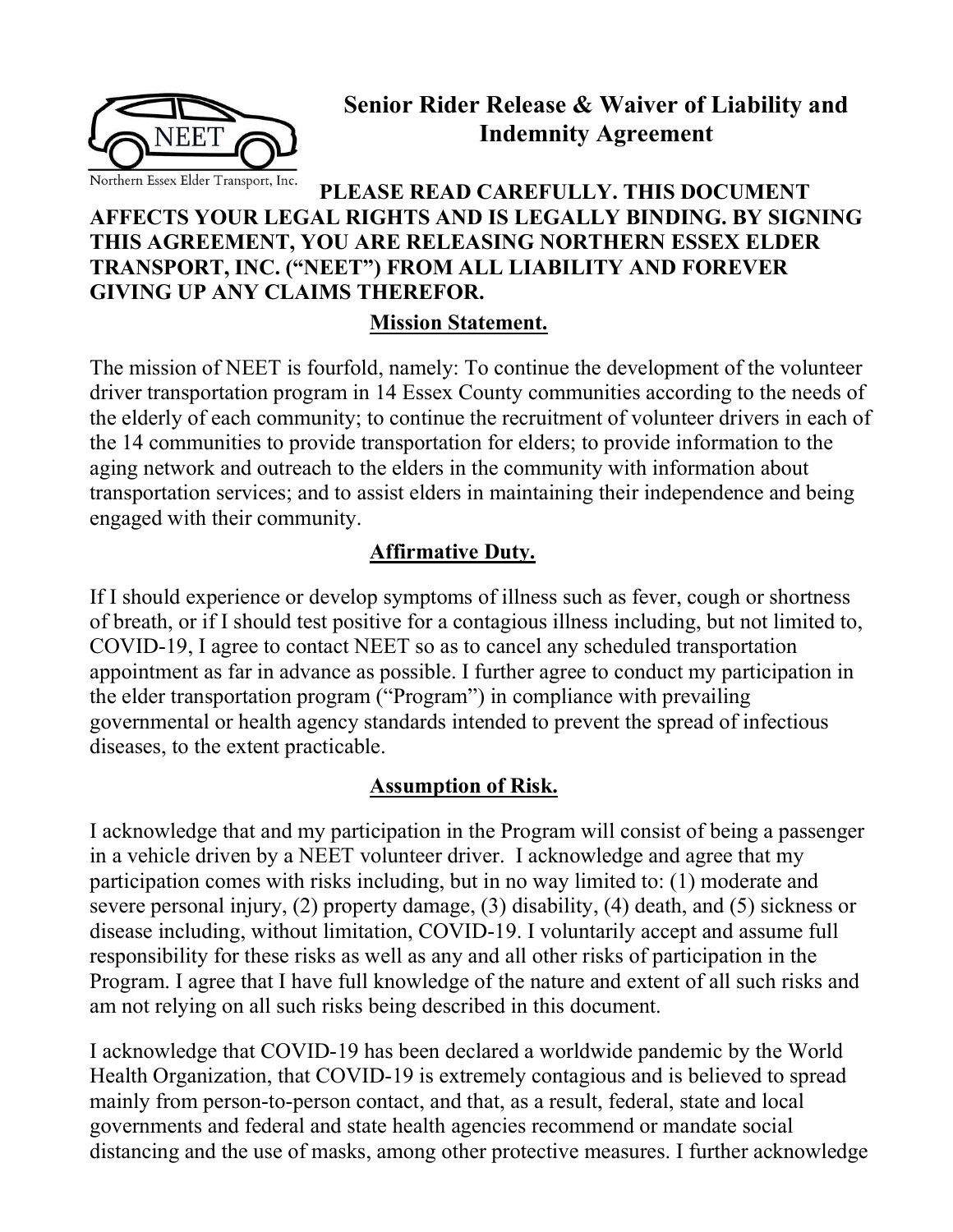# Senior Rider Release & Waiver of Liability and Indemnity Agreement

Northern Essex Elder Transport, Inc.

**PLEASE READ CAREFULLY. THIS DOCUMENT AFFECTS YOUR LEGAL RIGHTS AND IS LEGALLY BINDING. BY SIGNING THIS AGREEMENT, YOU ARE RELEASING NORTHERN ESSEX ELDER TRANSPORT, INC. ("NEET") FROM ALL LIABILITY AND FOREVER GIVING UP ANY CLAIMS THEREFOR.**

## Mission Statement.

The mission of NEET is fourfold, namely: To continue the development of the volunteer driver transportation program in 14 Essex County communities according to the needs of the elderly of each community; to continue the recruitment of volunteer drivers in each of the 14 communities to provide transportation for elders; to provide information to the aging network and outreach to the elders in the community with information about transportation services; and to assist elders in maintaining their independence and being engaged with their community.

## Affirmative Duty.

If I should experience or develop symptoms of illness such as fever, cough or shortness of breath, or if I should test positive for a contagious illness including, but not limited to, COVID-19, I agree to contact NEET so as to cancel any scheduled transportation appointment as far in advance as possible. I further agree to conduct my participation in the elder transportation program ("Program") in compliance with prevailing governmental or health agency standards intended to prevent the spread of infectious diseases, to the extent practicable.

## Assumption of Risk.

I acknowledge that and my participation in the Program will consist of being a passenger in a vehicle driven by a NEET volunteer driver. I acknowledge and agree that my participation comes with risks including, but in no way limited to: (1) moderate and severe personal injury, (2) property damage, (3) disability, (4) death, and (5) sickness or disease including, without limitation, COVID-19. I voluntarily accept and assume full responsibility for these risks as well as any and all other risks of participation in the Program. I agree that I have full knowledge of the nature and extent of all such risks and am not relying on all such risks being described in this document.

I acknowledge that COVID-19 has been declared a worldwide pandemic by the World Health Organization, that COVID-19 is extremely contagious and is believed to spread mainly from person-to-person contact, and that, as a result, federal, state and local governments and federal and state health agencies recommend or mandate social distancing and the use of masks, among other protective measures. I further acknowledge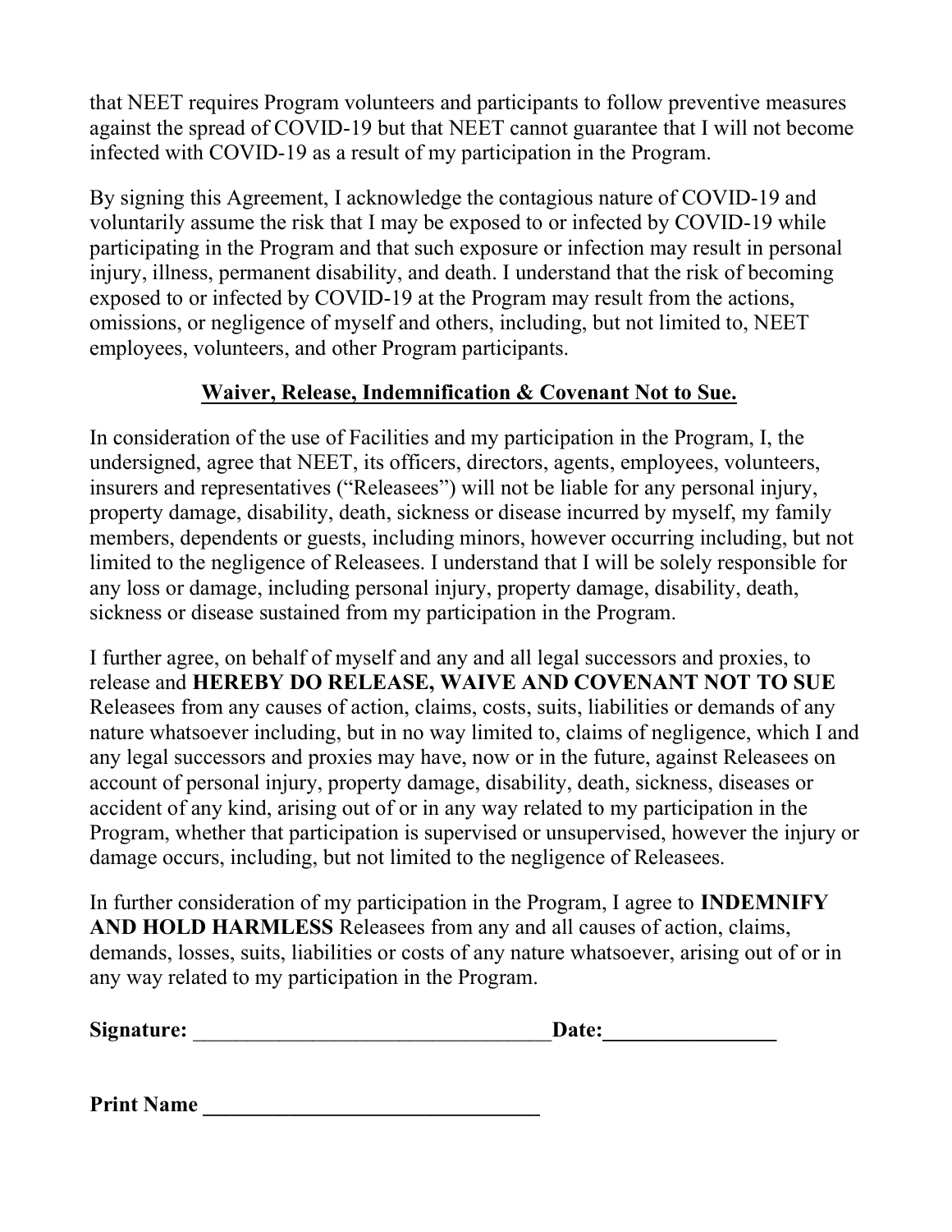that NEET requires Program volunteers and participants to follow preventive measures against the spread of COVID-19 but that NEET cannot guarantee that I will not become infected with COVID-19 as a result of my participation in the Program.

By signing this Agreement, I acknowledge the contagious nature of COVID-19 and voluntarily assume the risk that I may be exposed to or infected by COVID-19 while participating in the Program and that such exposure or infection may result in personal injury, illness, permanent disability, and death. I understand that the risk of becoming exposed to or infected by COVID-19 at the Program may result from the actions, omissions, or negligence of myself and others, including, but not limited to, NEET employees, volunteers, and other Program participants.

## Waiver, Release, Indemnification & Covenant Not to Sue.

In consideration of the use of Facilities and my participation in the Program, I, the undersigned, agree that NEET, its officers, directors, agents, employees, volunteers, insurers and representatives ("Releasees") will not be liable for any personal injury, property damage, disability, death, sickness or disease incurred by myself, my family members, dependents or guests, including minors, however occurring including, but not limited to the negligence of Releasees. I understand that I will be solely responsible for any loss or damage, including personal injury, property damage, disability, death, sickness or disease sustained from my participation in the Program.

I further agree, on behalf of myself and any and all legal successors and proxies, to release and **HEREBY DO RELEASE, WAIVE AND COVENANT NOT TO SUE** Releasees from any causes of action, claims, costs, suits, liabilities or demands of any nature whatsoever including, but in no way limited to, claims of negligence, which I and any legal successors and proxies may have, now or in the future, against Releasees on account of personal injury, property damage, disability, death, sickness, diseases or accident of any kind, arising out of or in any way related to my participation in the Program, whether that participation is supervised or unsupervised, however the injury or damage occurs, including, but not limited to the negligence of Releasees.

In further consideration of my participation in the Program, I agree to **INDEMNIFY AND HOLD HARMLESS** Releasees from any and all causes of action, claims, demands, losses, suits, liabilities or costs of any nature whatsoever, arising out of or in any way related to my participation in the Program.

**Signature:** ________________________________ **Date:** ________________

**Print Name** ______________________________